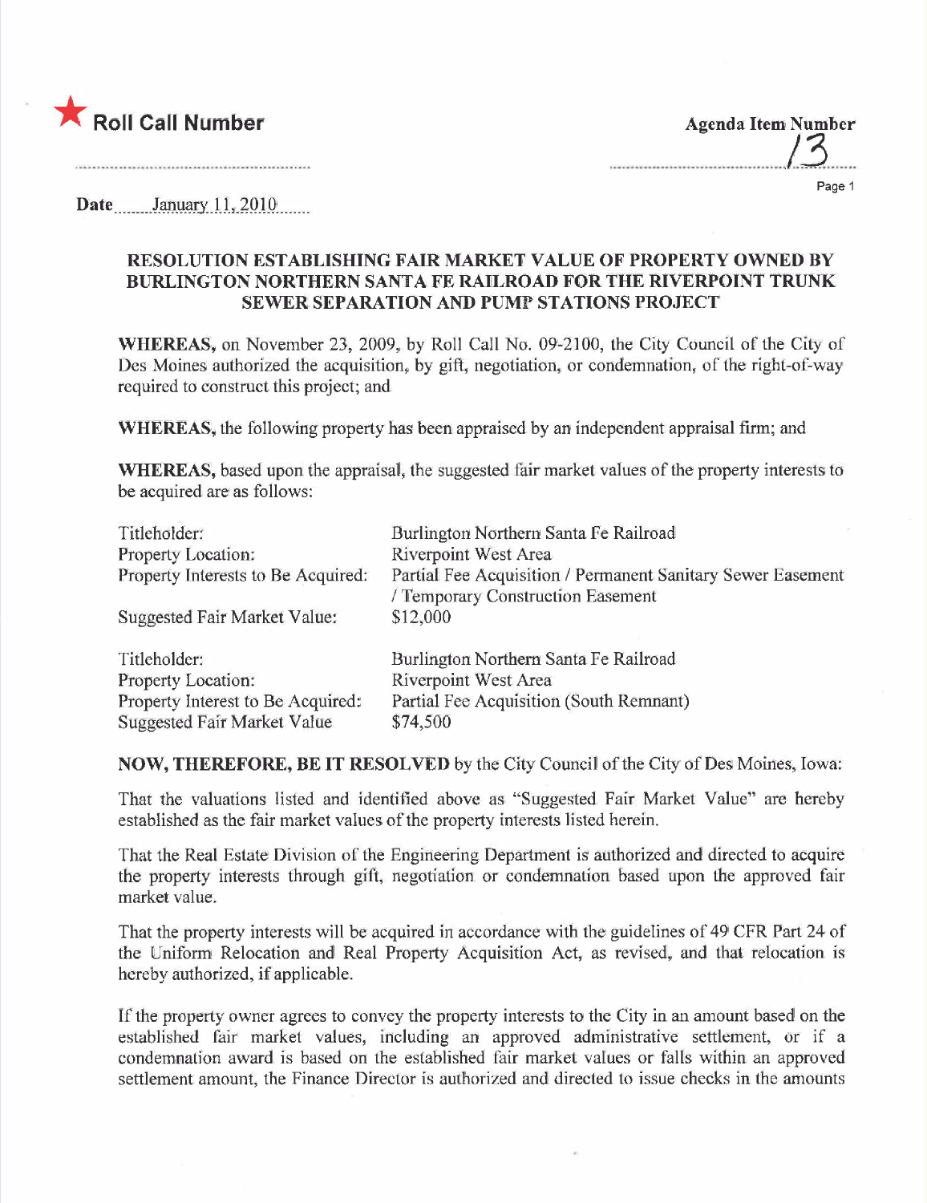★ **Roll Call Number**

**Agenda Item Number**

13

**Date** January 11, 2010

**RESOLUTION ESTABLISHING FAIR MARKET VALUE OF PROPERTY OWNED BY BURLINGTON NORTHERN SANTA FE RAILROAD FOR THE RIVERPOINT TRUNK SEWER SEPARATION AND PUMP STATIONS PROJECT**

**WHEREAS,** on November 23, 2009, by Roll Call No. 09-2100, the City Council of the City of Des Moines authorized the acquisition, by gift, negotiation, or condemnation, of the right-of-way required to construct this project; and

**WHEREAS,** the following property has been appraised by an independent appraisal firm; and

**WHEREAS,** based upon the appraisal, the suggested fair market values of the property interests to be acquired are as follows:

| | |
|---|---|
| Titleholder: | Burlington Northern Santa Fe Railroad |
| Property Location: | Riverpoint West Area |
| Property Interests to Be Acquired: | Partial Fee Acquisition / Permanent Sanitary Sewer Easement / Temporary Construction Easement |
| Suggested Fair Market Value: | $12,000 |

| | |
|---|---|
| Titleholder: | Burlington Northern Santa Fe Railroad |
| Property Location: | Riverpoint West Area |
| Property Interest to Be Acquired: | Partial Fee Acquisition (South Remnant) |
| Suggested Fair Market Value | $74,500 |

**NOW, THEREFORE, BE IT RESOLVED** by the City Council of the City of Des Moines, Iowa:

That the valuations listed and identified above as "Suggested Fair Market Value" are hereby established as the fair market values of the property interests listed herein.

That the Real Estate Division of the Engineering Department is authorized and directed to acquire the property interests through gift, negotiation or condemnation based upon the approved fair market value.

That the property interests will be acquired in accordance with the guidelines of 49 CFR Part 24 of the Uniform Relocation and Real Property Acquisition Act, as revised, and that relocation is hereby authorized, if applicable.

If the property owner agrees to convey the property interests to the City in an amount based on the established fair market values, including an approved administrative settlement, or if a condemnation award is based on the established fair market values or falls within an approved settlement amount, the Finance Director is authorized and directed to issue checks in the amounts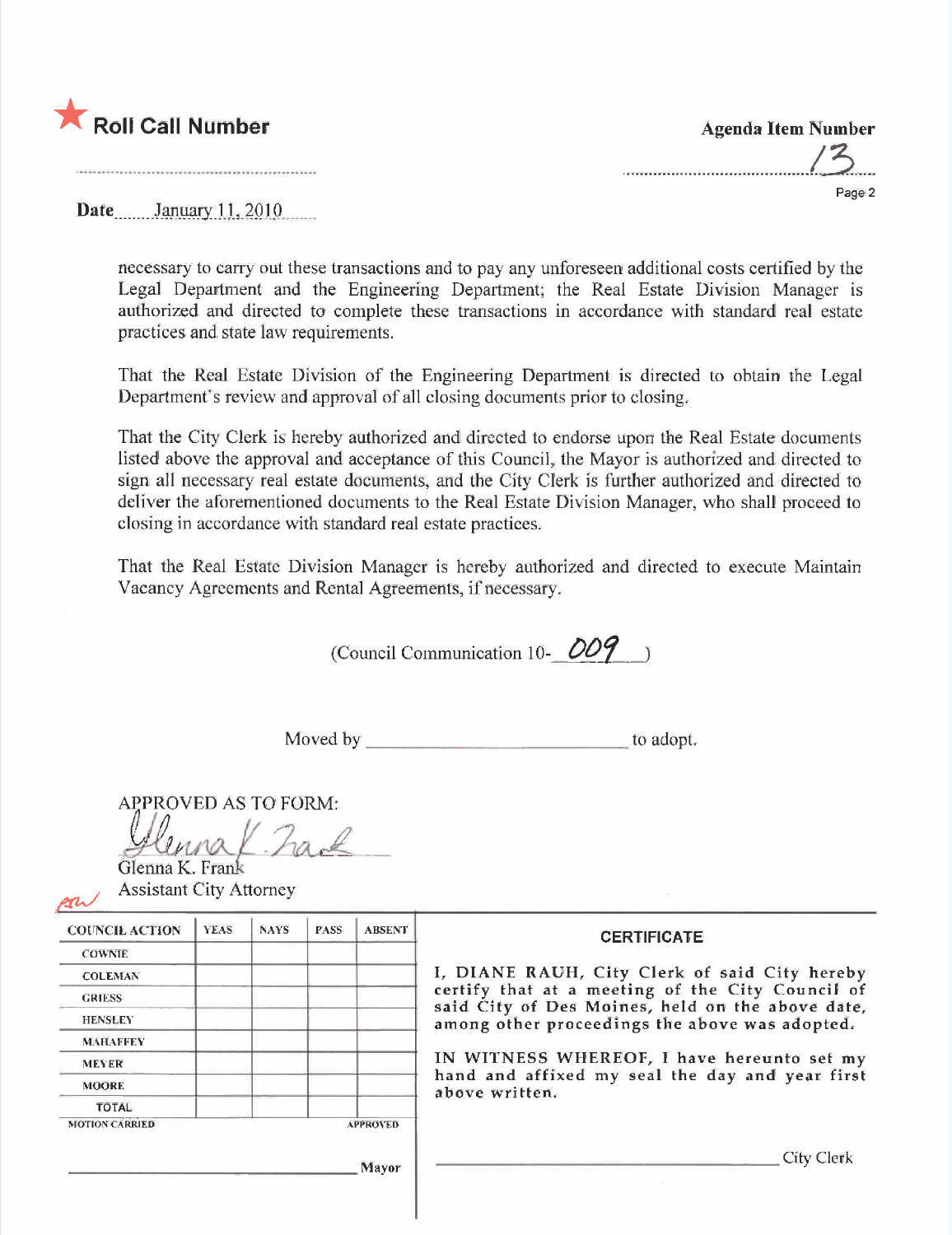★ **Roll Call Number**

**Agenda Item Number**

13

Date January 11, 2010

necessary to carry out these transactions and to pay any unforeseen additional costs certified by the Legal Department and the Engineering Department; the Real Estate Division Manager is authorized and directed to complete these transactions in accordance with standard real estate practices and state law requirements.

That the Real Estate Division of the Engineering Department is directed to obtain the Legal Department's review and approval of all closing documents prior to closing.

That the City Clerk is hereby authorized and directed to endorse upon the Real Estate documents listed above the approval and acceptance of this Council, the Mayor is authorized and directed to sign all necessary real estate documents, and the City Clerk is further authorized and directed to deliver the aforementioned documents to the Real Estate Division Manager, who shall proceed to closing in accordance with standard real estate practices.

That the Real Estate Division Manager is hereby authorized and directed to execute Maintain Vacancy Agreements and Rental Agreements, if necessary.

(Council Communication 10- 009 )

Moved by ______________________ to adopt.

APPROVED AS TO FORM:

Glenna K. Frank
Assistant City Attorney

| COUNCIL ACTION | YEAS | NAYS | PASS | ABSENT |
|---|---|---|---|---|
| COWNIE | | | | |
| COLEMAN | | | | |
| GRIESS | | | | |
| HENSLEY | | | | |
| MAHAFFEY | | | | |
| MEYER | | | | |
| MOORE | | | | |
| TOTAL | | | | |
| MOTION CARRIED | | | | APPROVED |

______________________ Mayor

**CERTIFICATE**

I, DIANE RAUH, City Clerk of said City hereby certify that at a meeting of the City Council of said City of Des Moines, held on the above date, among other proceedings the above was adopted.

IN WITNESS WHEREOF, I have hereunto set my hand and affixed my seal the day and year first above written.

______________________ City Clerk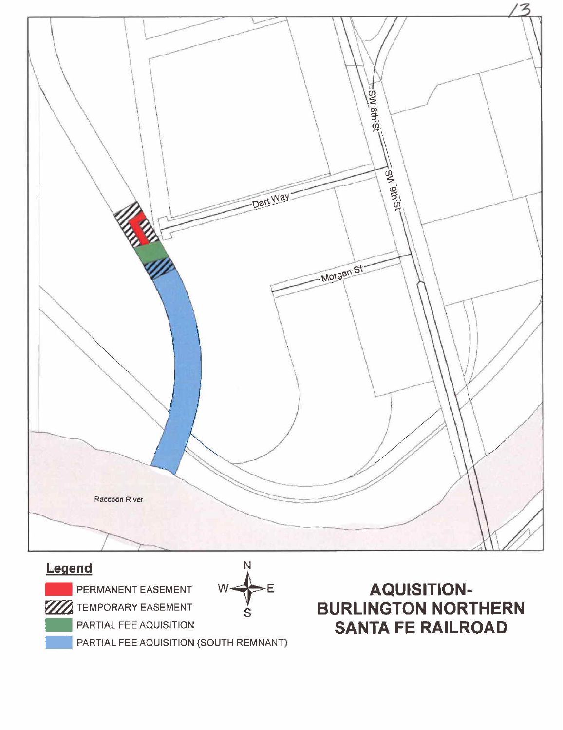SW 8th St

SW 9th St

Dart Way

Morgan St

Raccoon River

**Legend**

PERMANENT EASEMENT

TEMPORARY EASEMENT

PARTIAL FEE AQUISITION

PARTIAL FEE AQUISITION (SOUTH REMNANT)

N
W E
S

# AQUISITION- BURLINGTON NORTHERN SANTA FE RAILROAD